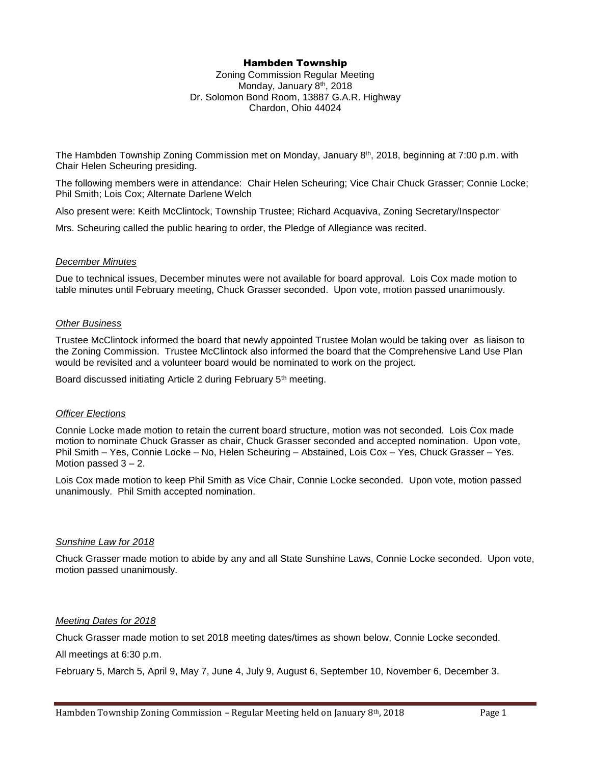# Hambden Township

Zoning Commission Regular Meeting
Monday, January 8th, 2018
Dr. Solomon Bond Room, 13887 G.A.R. Highway
Chardon, Ohio 44024

The Hambden Township Zoning Commission met on Monday, January 8th, 2018, beginning at 7:00 p.m. with Chair Helen Scheuring presiding.

The following members were in attendance: Chair Helen Scheuring; Vice Chair Chuck Grasser; Connie Locke; Phil Smith; Lois Cox; Alternate Darlene Welch

Also present were: Keith McClintock, Township Trustee; Richard Acquaviva, Zoning Secretary/Inspector

Mrs. Scheuring called the public hearing to order, the Pledge of Allegiance was recited.

*December Minutes*

Due to technical issues, December minutes were not available for board approval. Lois Cox made motion to table minutes until February meeting, Chuck Grasser seconded. Upon vote, motion passed unanimously.

*Other Business*

Trustee McClintock informed the board that newly appointed Trustee Molan would be taking over as liaison to the Zoning Commission. Trustee McClintock also informed the board that the Comprehensive Land Use Plan would be revisited and a volunteer board would be nominated to work on the project.

Board discussed initiating Article 2 during February 5th meeting.

*Officer Elections*

Connie Locke made motion to retain the current board structure, motion was not seconded. Lois Cox made motion to nominate Chuck Grasser as chair, Chuck Grasser seconded and accepted nomination. Upon vote, Phil Smith – Yes, Connie Locke – No, Helen Scheuring – Abstained, Lois Cox – Yes, Chuck Grasser – Yes. Motion passed 3 – 2.

Lois Cox made motion to keep Phil Smith as Vice Chair, Connie Locke seconded. Upon vote, motion passed unanimously. Phil Smith accepted nomination.

*Sunshine Law for 2018*

Chuck Grasser made motion to abide by any and all State Sunshine Laws, Connie Locke seconded. Upon vote, motion passed unanimously.

*Meeting Dates for 2018*

Chuck Grasser made motion to set 2018 meeting dates/times as shown below, Connie Locke seconded.

All meetings at 6:30 p.m.

February 5, March 5, April 9, May 7, June 4, July 9, August 6, September 10, November 6, December 3.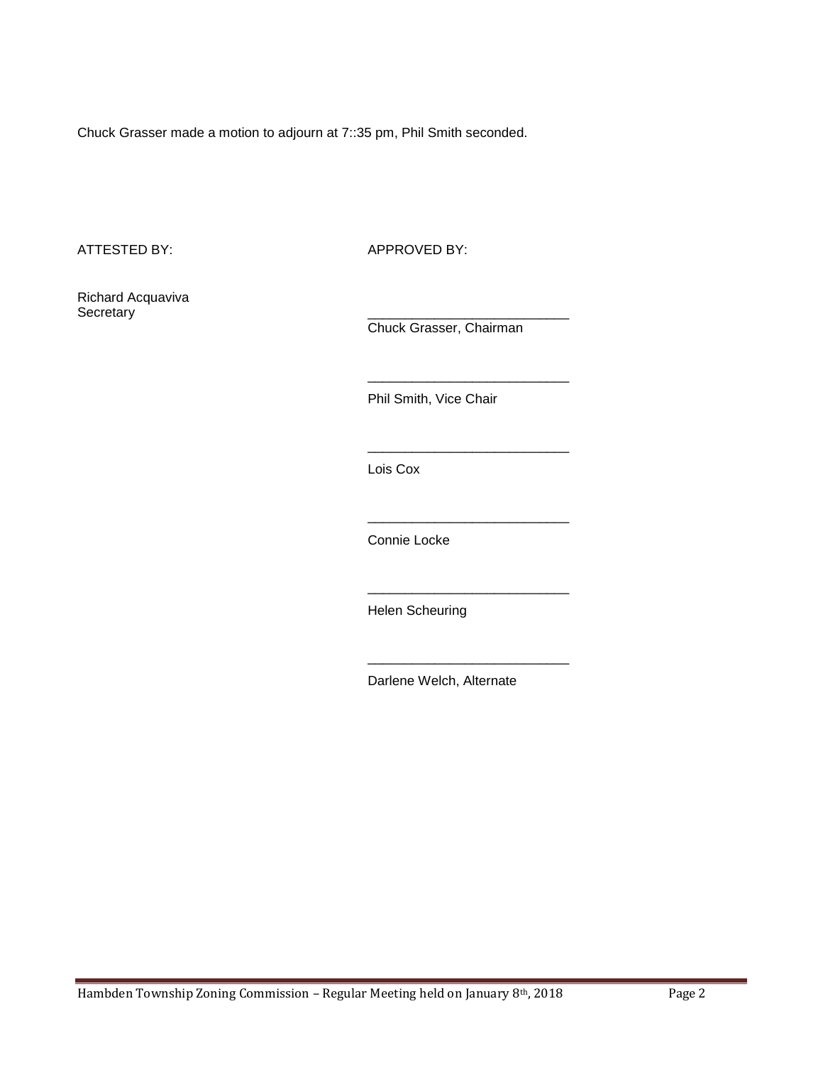Chuck Grasser made a motion to adjourn at 7::35 pm, Phil Smith seconded.

ATTESTED BY:

Richard Acquaviva
Secretary

APPROVED BY:

___________________________
Chuck Grasser, Chairman

___________________________
Phil Smith, Vice Chair

___________________________
Lois Cox

___________________________
Connie Locke

___________________________
Helen Scheuring

___________________________
Darlene Welch, Alternate